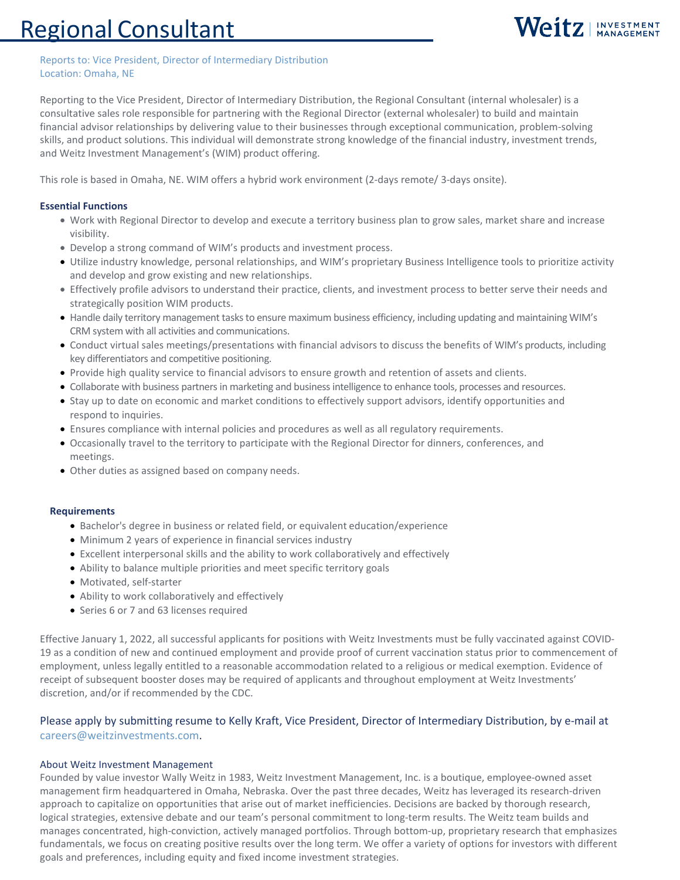# Regional Consultant

Weitz | INVESTMENT MANAGEMENT

Reports to: Vice President, Director of Intermediary Distribution
Location: Omaha, NE

Reporting to the Vice President, Director of Intermediary Distribution, the Regional Consultant (internal wholesaler) is a consultative sales role responsible for partnering with the Regional Director (external wholesaler) to build and maintain financial advisor relationships by delivering value to their businesses through exceptional communication, problem-solving skills, and product solutions. This individual will demonstrate strong knowledge of the financial industry, investment trends, and Weitz Investment Management's (WIM) product offering.

This role is based in Omaha, NE. WIM offers a hybrid work environment (2-days remote/ 3-days onsite).

**Essential Functions**

- Work with Regional Director to develop and execute a territory business plan to grow sales, market share and increase visibility.
- Develop a strong command of WIM's products and investment process.
- Utilize industry knowledge, personal relationships, and WIM's proprietary Business Intelligence tools to prioritize activity and develop and grow existing and new relationships.
- Effectively profile advisors to understand their practice, clients, and investment process to better serve their needs and strategically position WIM products.
- Handle daily territory management tasks to ensure maximum business efficiency, including updating and maintaining WIM's CRM system with all activities and communications.
- Conduct virtual sales meetings/presentations with financial advisors to discuss the benefits of WIM's products, including key differentiators and competitive positioning.
- Provide high quality service to financial advisors to ensure growth and retention of assets and clients.
- Collaborate with business partners in marketing and business intelligence to enhance tools, processes and resources.
- Stay up to date on economic and market conditions to effectively support advisors, identify opportunities and respond to inquiries.
- Ensures compliance with internal policies and procedures as well as all regulatory requirements.
- Occasionally travel to the territory to participate with the Regional Director for dinners, conferences, and meetings.
- Other duties as assigned based on company needs.

**Requirements**

- Bachelor's degree in business or related field, or equivalent education/experience
- Minimum 2 years of experience in financial services industry
- Excellent interpersonal skills and the ability to work collaboratively and effectively
- Ability to balance multiple priorities and meet specific territory goals
- Motivated, self-starter
- Ability to work collaboratively and effectively
- Series 6 or 7 and 63 licenses required

Effective January 1, 2022, all successful applicants for positions with Weitz Investments must be fully vaccinated against COVID-19 as a condition of new and continued employment and provide proof of current vaccination status prior to commencement of employment, unless legally entitled to a reasonable accommodation related to a religious or medical exemption. Evidence of receipt of subsequent booster doses may be required of applicants and throughout employment at Weitz Investments' discretion, and/or if recommended by the CDC.

Please apply by submitting resume to Kelly Kraft, Vice President, Director of Intermediary Distribution, by e-mail at careers@weitzinvestments.com.

About Weitz Investment Management

Founded by value investor Wally Weitz in 1983, Weitz Investment Management, Inc. is a boutique, employee-owned asset management firm headquartered in Omaha, Nebraska. Over the past three decades, Weitz has leveraged its research-driven approach to capitalize on opportunities that arise out of market inefficiencies. Decisions are backed by thorough research, logical strategies, extensive debate and our team's personal commitment to long-term results. The Weitz team builds and manages concentrated, high-conviction, actively managed portfolios. Through bottom-up, proprietary research that emphasizes fundamentals, we focus on creating positive results over the long term. We offer a variety of options for investors with different goals and preferences, including equity and fixed income investment strategies.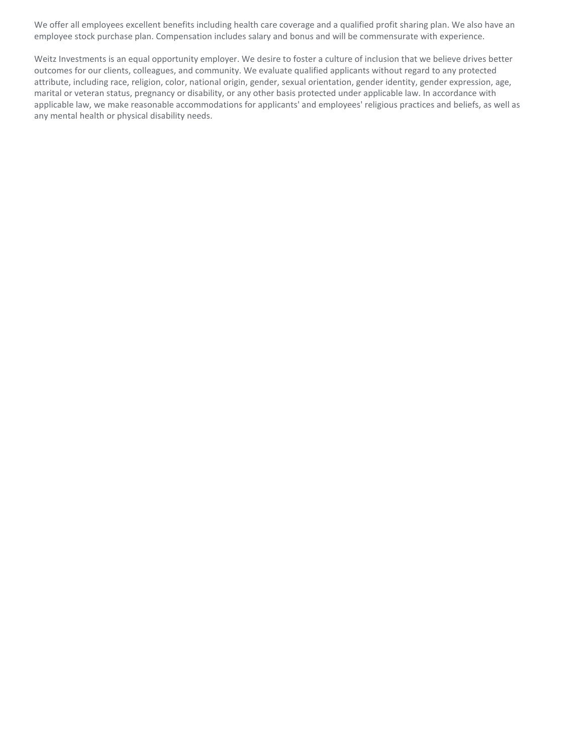We offer all employees excellent benefits including health care coverage and a qualified profit sharing plan. We also have an employee stock purchase plan. Compensation includes salary and bonus and will be commensurate with experience.

Weitz Investments is an equal opportunity employer. We desire to foster a culture of inclusion that we believe drives better outcomes for our clients, colleagues, and community. We evaluate qualified applicants without regard to any protected attribute, including race, religion, color, national origin, gender, sexual orientation, gender identity, gender expression, age, marital or veteran status, pregnancy or disability, or any other basis protected under applicable law. In accordance with applicable law, we make reasonable accommodations for applicants' and employees' religious practices and beliefs, as well as any mental health or physical disability needs.